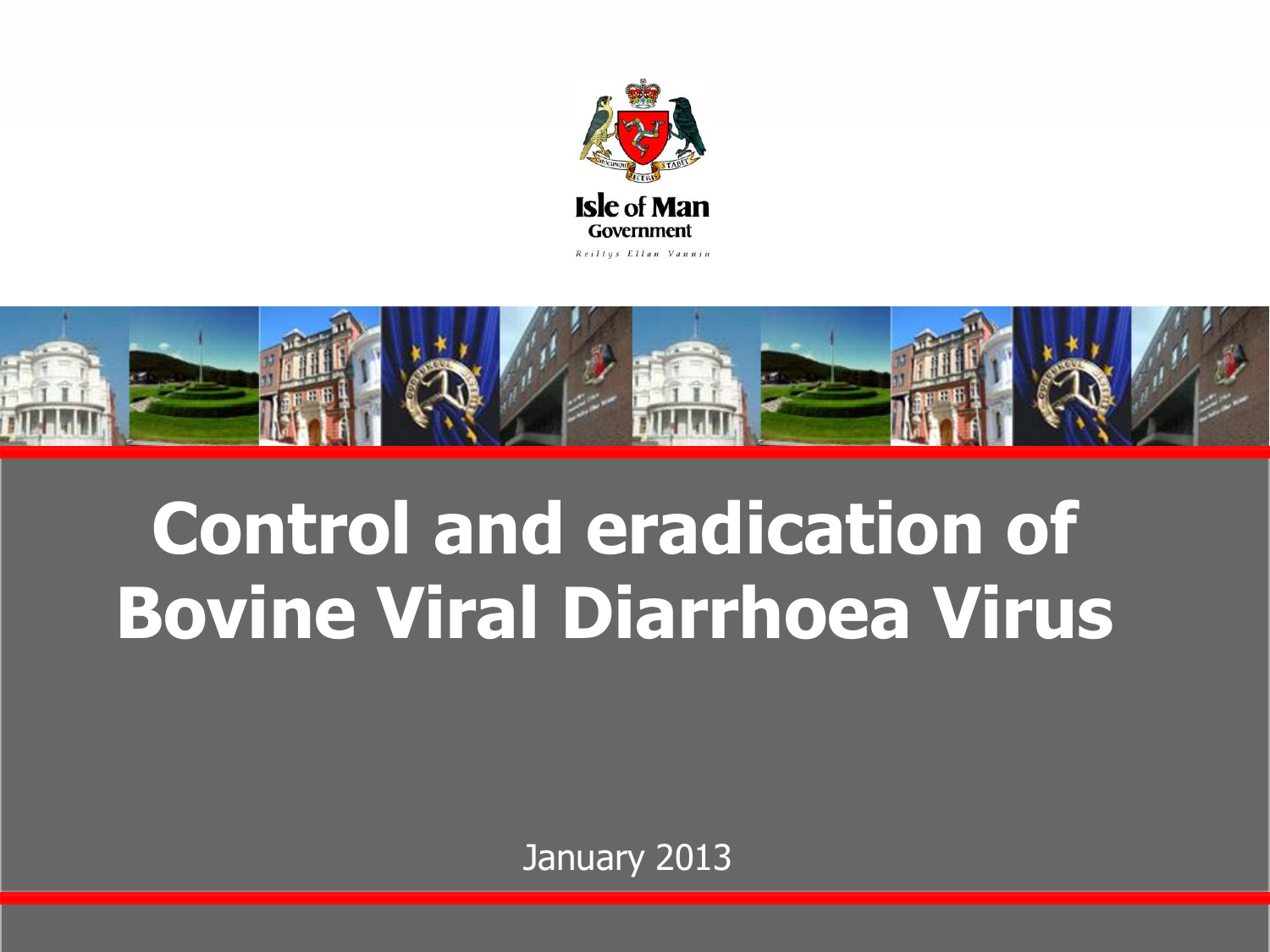Isle of Man Government

Reiltys Ellan Vannin

# Control and eradication of Bovine Viral Diarrhoea Virus

January 2013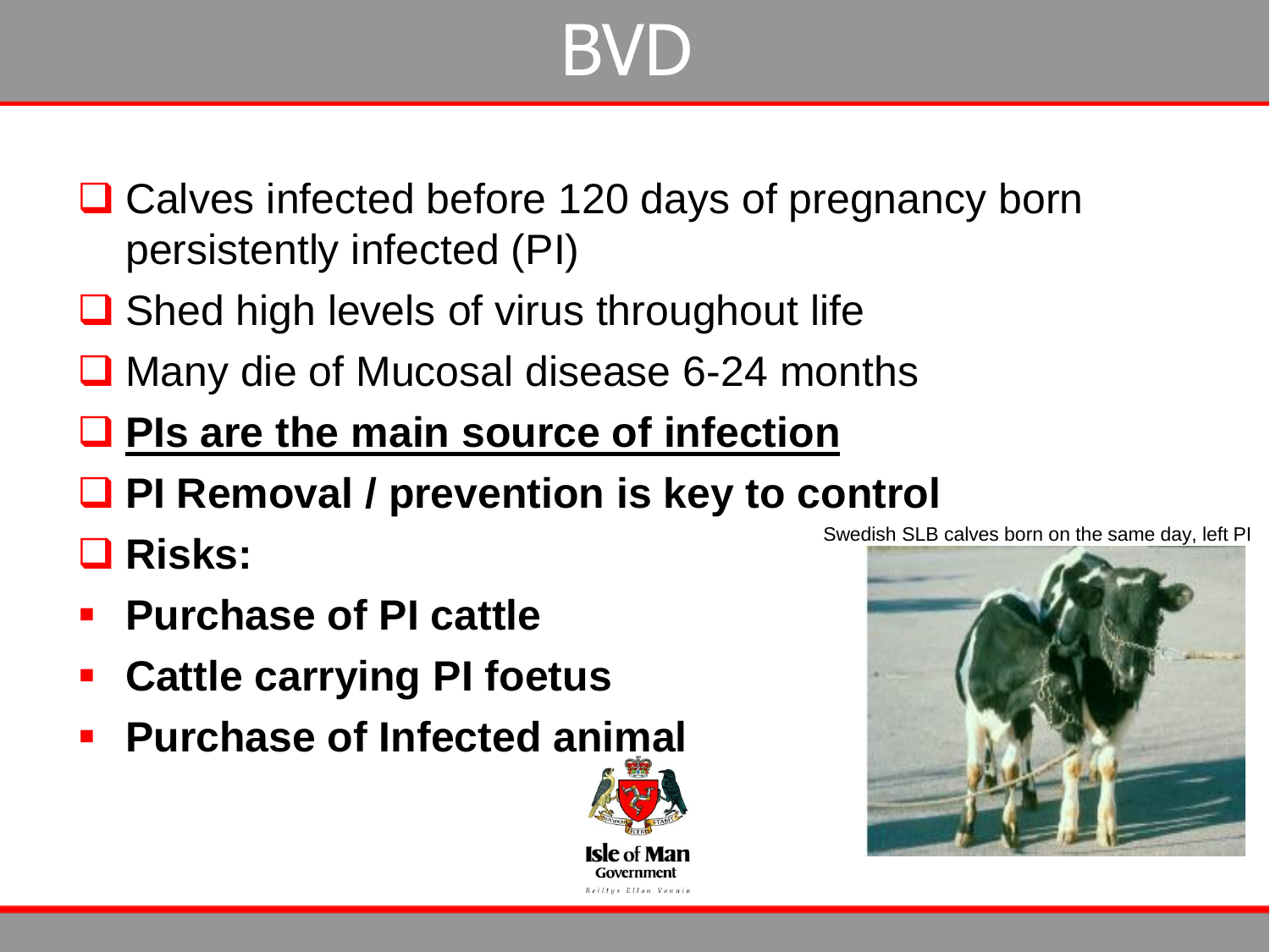# BVD

- Calves infected before 120 days of pregnancy born persistently infected (PI)
- Shed high levels of virus throughout life
- Many die of Mucosal disease 6-24 months
- **PIs are the main source of infection**
- **PI Removal / prevention is key to control**
- **Risks:**
  - **Purchase of PI cattle**
  - **Cattle carrying PI foetus**
  - **Purchase of Infected animal**

Swedish SLB calves born on the same day, left PI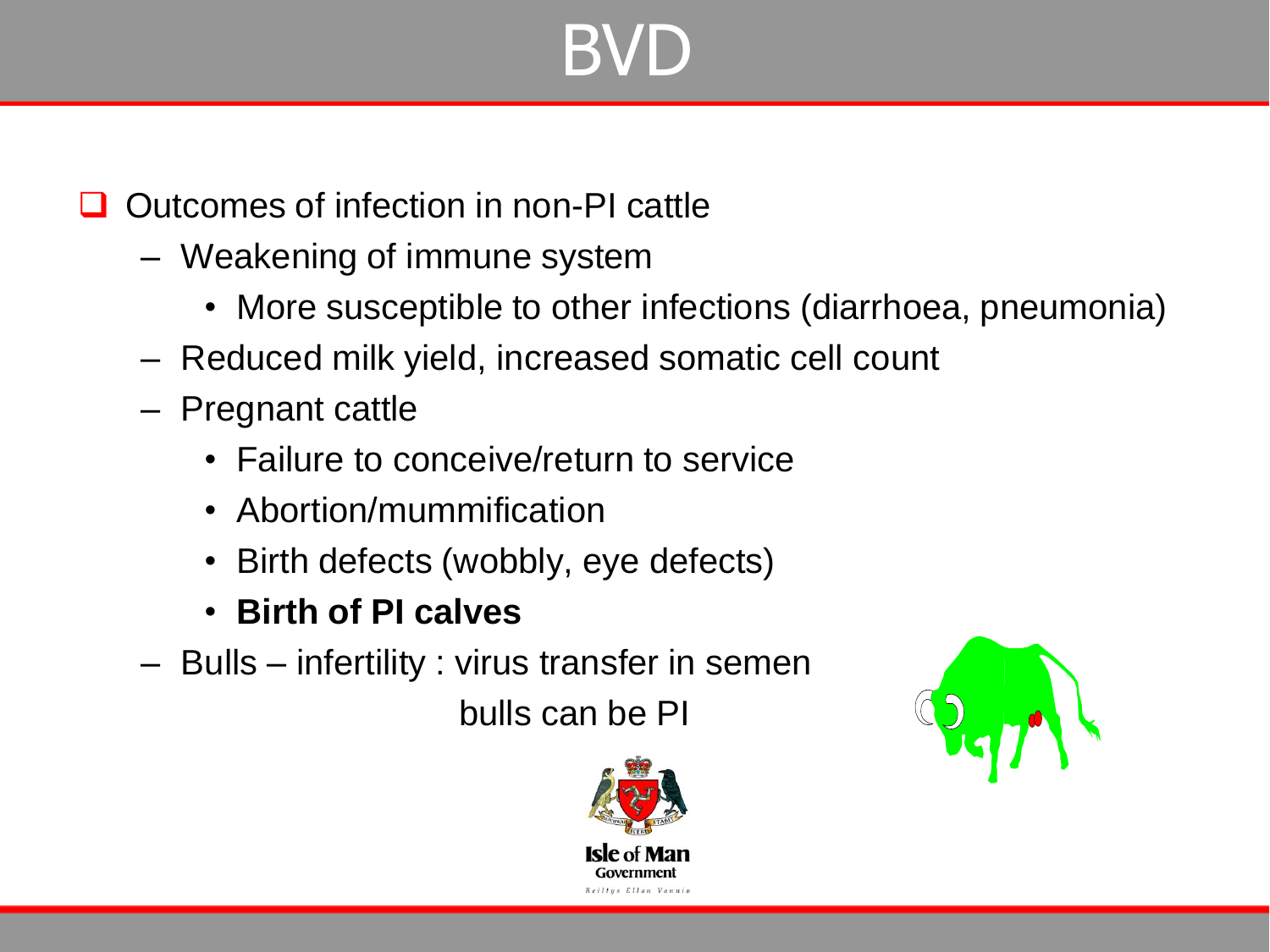# BVD

- Outcomes of infection in non-PI cattle
  - Weakening of immune system
    - More susceptible to other infections (diarrhoea, pneumonia)
  - Reduced milk yield, increased somatic cell count
  - Pregnant cattle
    - Failure to conceive/return to service
    - Abortion/mummification
    - Birth defects (wobbly, eye defects)
    - **Birth of PI calves**
  - Bulls – infertility : virus transfer in semen

    bulls can be PI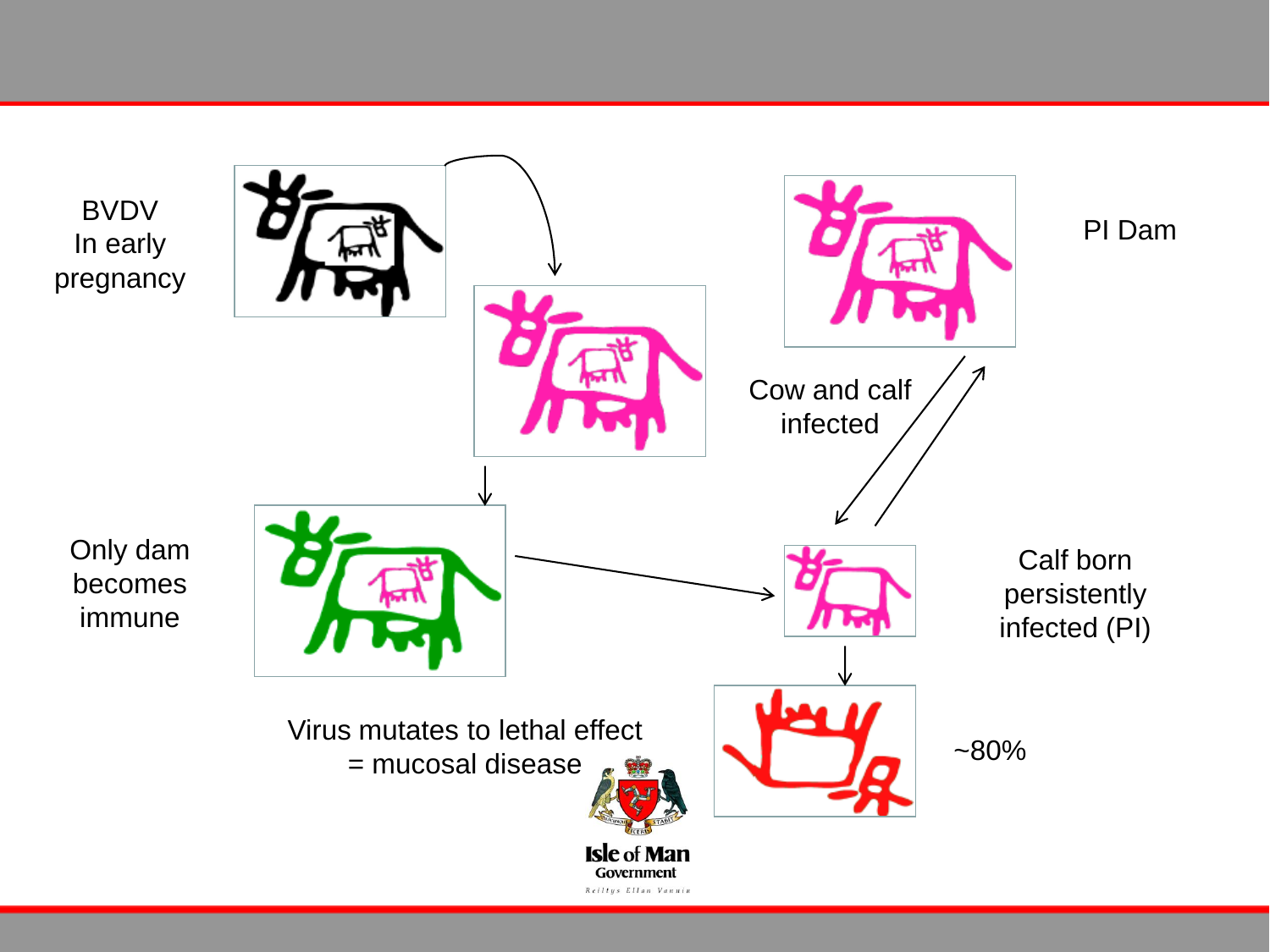BVDV
In early
pregnancy

PI Dam

Cow and calf
infected

Only dam
becomes
immune

Calf born
persistently
infected (PI)

Virus mutates to lethal effect
= mucosal disease

~80%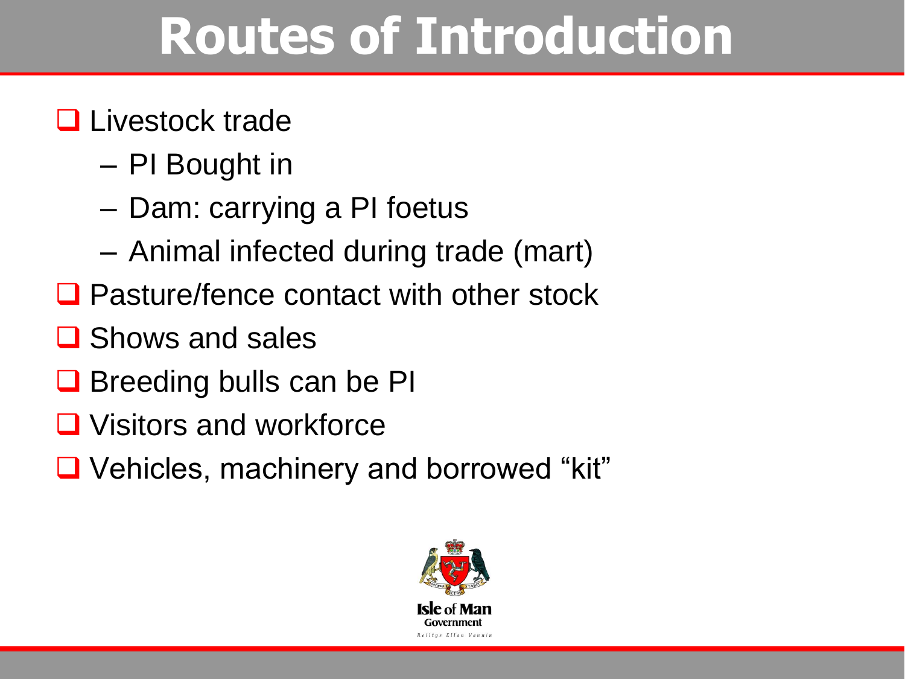# Routes of Introduction

- Livestock trade
  - PI Bought in
  - Dam: carrying a PI foetus
  - Animal infected during trade (mart)
- Pasture/fence contact with other stock
- Shows and sales
- Breeding bulls can be PI
- Visitors and workforce
- Vehicles, machinery and borrowed “kit”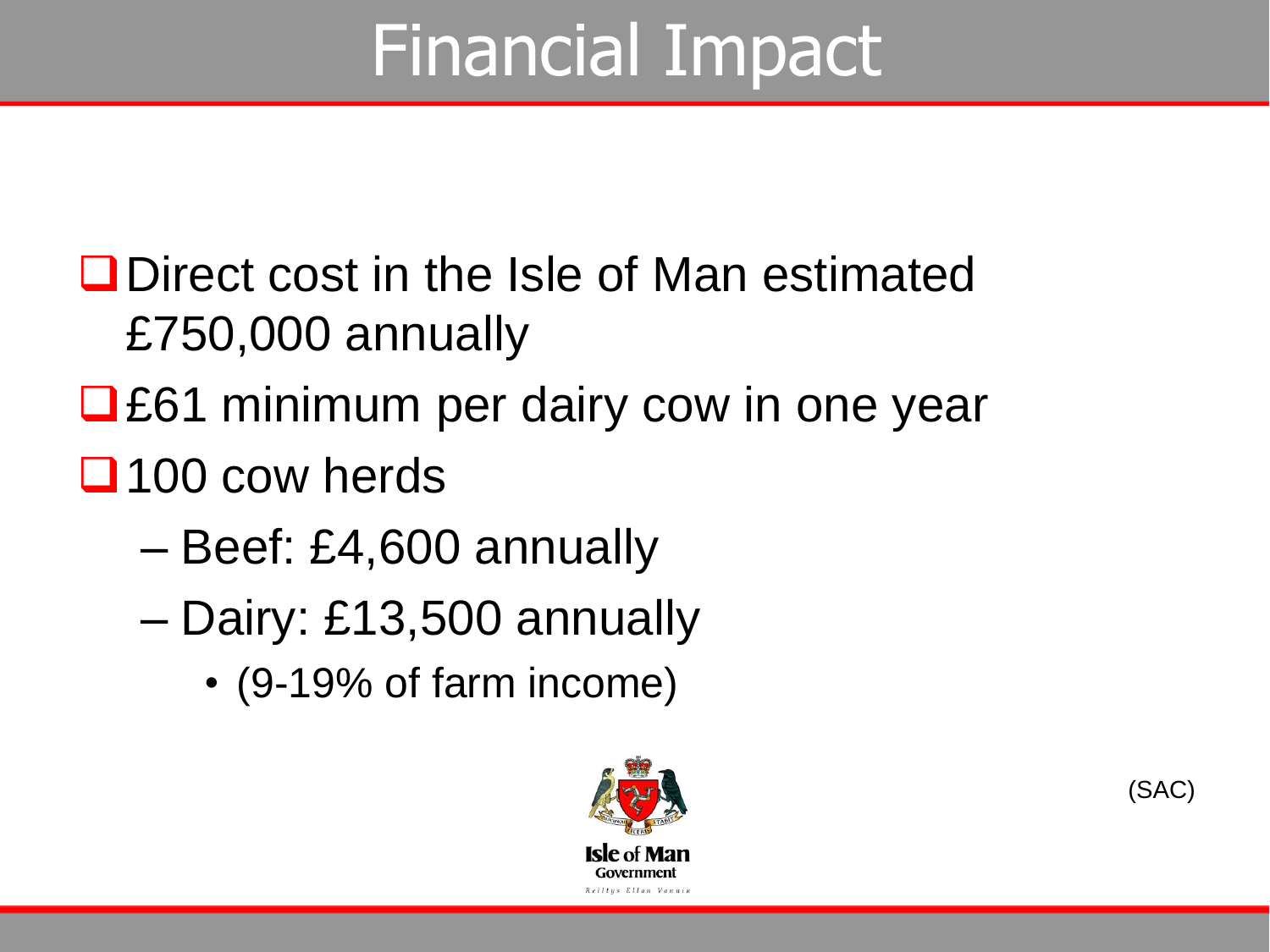# Financial Impact

- Direct cost in the Isle of Man estimated £750,000 annually
- £61 minimum per dairy cow in one year
- 100 cow herds
  - Beef: £4,600 annually
  - Dairy: £13,500 annually
    - (9-19% of farm income)

Isle of Man Government
Reiltys Ellan Vannin

(SAC)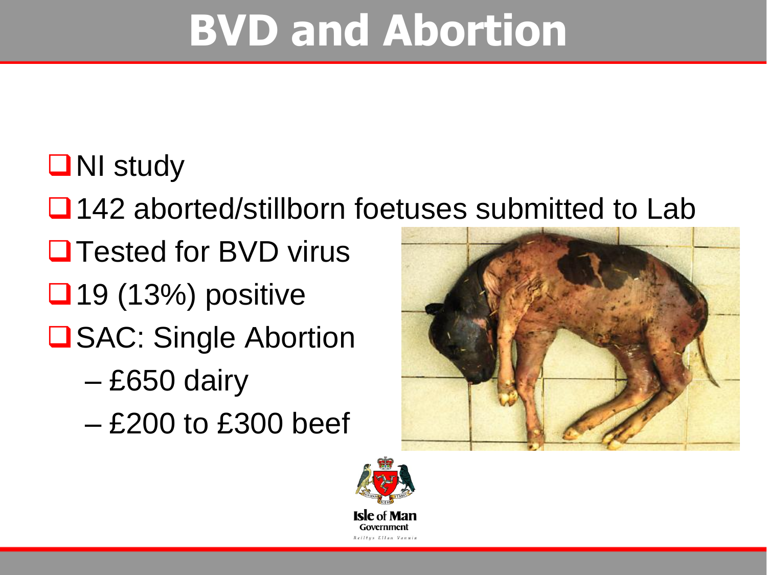# BVD and Abortion

- NI study
- 142 aborted/stillborn foetuses submitted to Lab
- Tested for BVD virus
- 19 (13%) positive
- SAC: Single Abortion
  - £650 dairy
  - £200 to £300 beef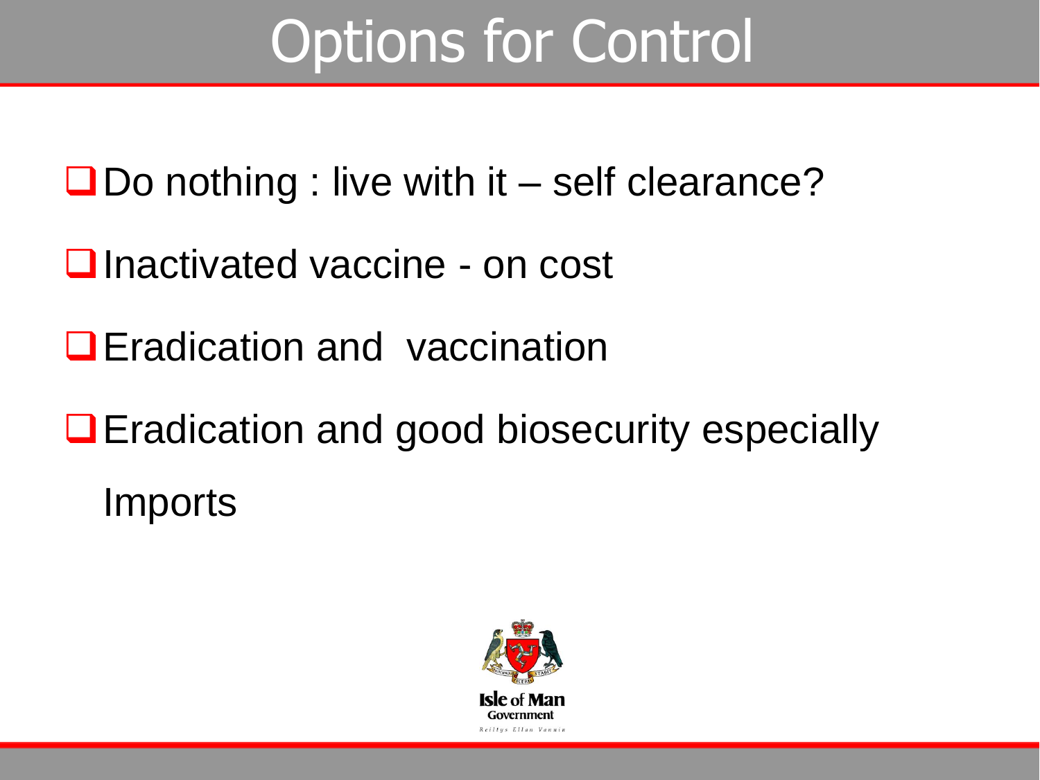# Options for Control

- Do nothing : live with it – self clearance?
- Inactivated vaccine - on cost
- Eradication and vaccination
- Eradication and good biosecurity especially Imports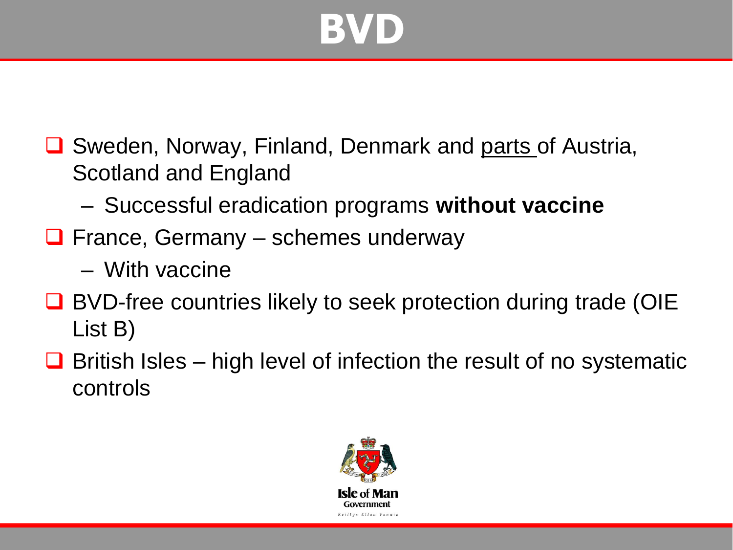# BVD

- Sweden, Norway, Finland, Denmark and <u>parts</u> of Austria, Scotland and England
  - Successful eradication programs **without vaccine**
- France, Germany – schemes underway
  - With vaccine
- BVD-free countries likely to seek protection during trade (OIE List B)
- British Isles – high level of infection the result of no systematic controls

Isle of Man Government

Reiltys Ellan Vannin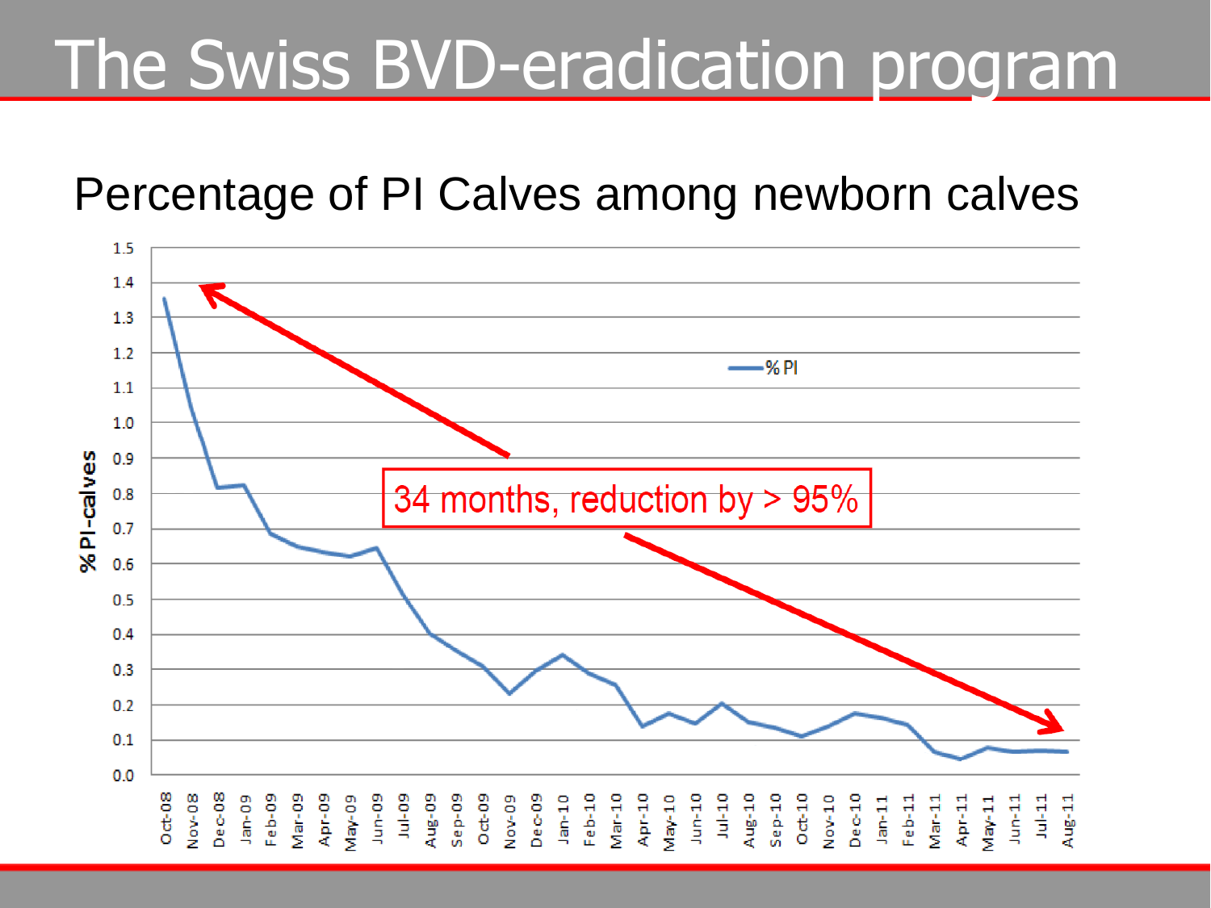# The Swiss BVD-eradication program

## Percentage of PI Calves among newborn calves

% PI-calves

— % PI

34 months, reduction by > 95%

Oct-08, Nov-08, Dec-08, Jan-09, Feb-09, Mar-09, Apr-09, May-09, Jun-09, Jul-09, Aug-09, Sep-09, Oct-09, Nov-09, Dec-09, Jan-10, Feb-10, Mar-10, Apr-10, May-10, Jun-10, Jul-10, Aug-10, Sep-10, Oct-10, Nov-10, Dec-10, Jan-11, Feb-11, Mar-11, Apr-11, May-11, Jun-11, Jul-11, Aug-11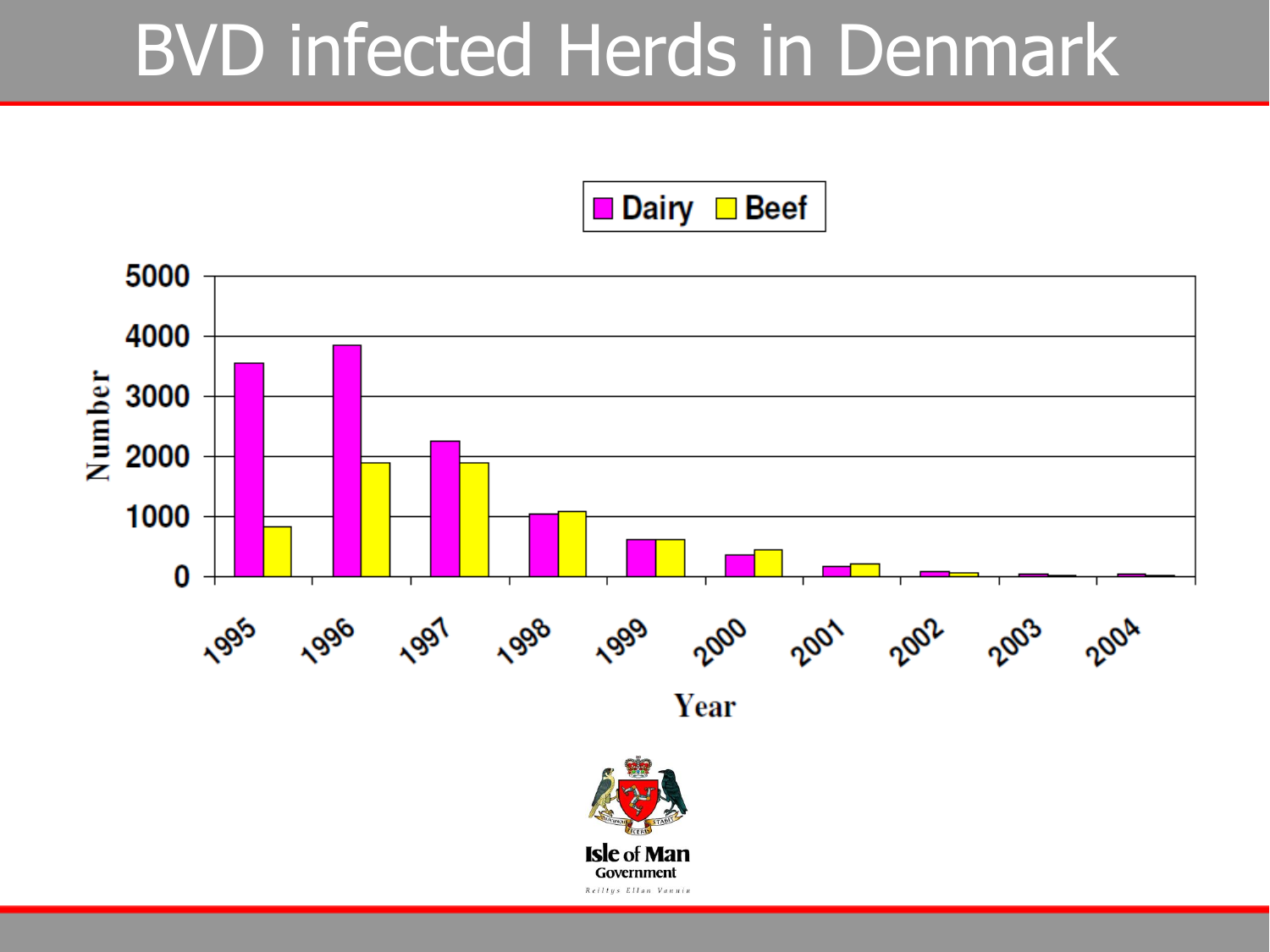# BVD infected Herds in Denmark

Dairy | Beef

Number

5000
4000
3000
2000
1000
0

1995 1996 1997 1998 1999 2000 2001 2002 2003 2004

Year

Isle of Man Government

Reiltys Ellan Vannin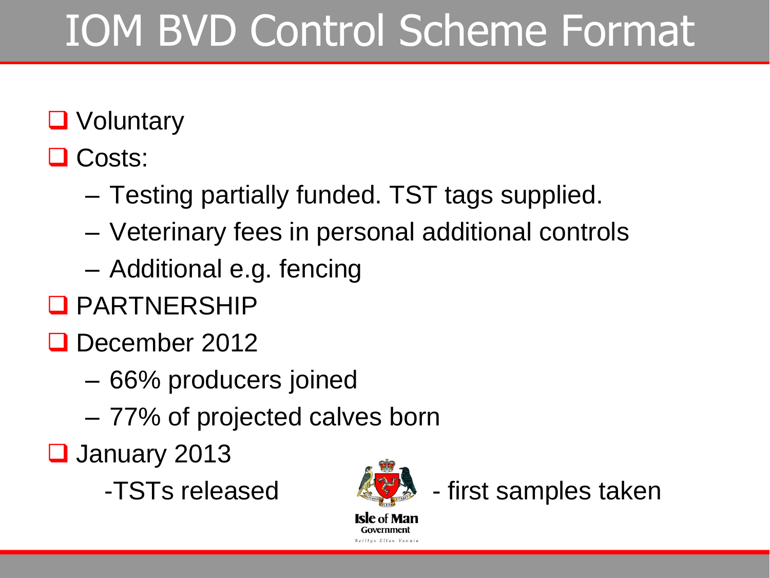# IOM BVD Control Scheme Format

- Voluntary
- Costs:
  - Testing partially funded. TST tags supplied.
  - Veterinary fees in personal additional controls
  - Additional e.g. fencing
- PARTNERSHIP
- December 2012
  - 66% producers joined
  - 77% of projected calves born
- January 2013
  - -TSTs released - first samples taken

Isle of Man Government
Reiltys Ellan Vannin